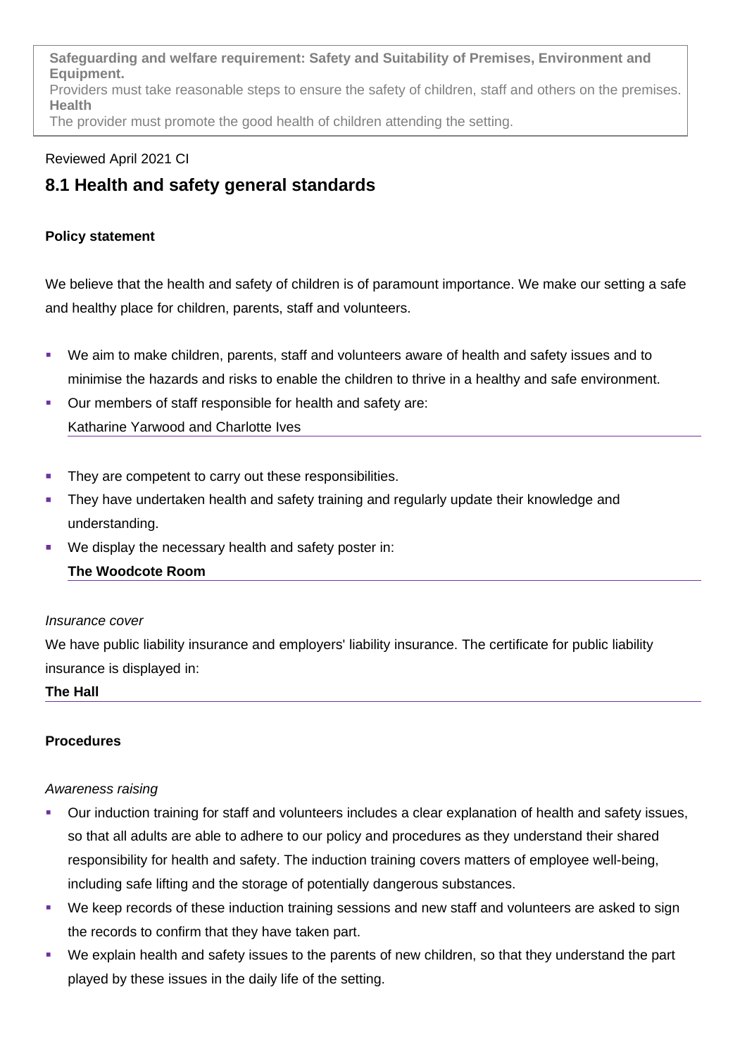**Safeguarding and welfare requirement: Safety and Suitability of Premises, Environment and Equipment.**
Providers must take reasonable steps to ensure the safety of children, staff and others on the premises.
**Health**
The provider must promote the good health of children attending the setting.

Reviewed April 2021 CI

## 8.1 Health and safety general standards

**Policy statement**

We believe that the health and safety of children is of paramount importance. We make our setting a safe and healthy place for children, parents, staff and volunteers.

- We aim to make children, parents, staff and volunteers aware of health and safety issues and to minimise the hazards and risks to enable the children to thrive in a healthy and safe environment.
- Our members of staff responsible for health and safety are:
  Katharine Yarwood and Charlotte Ives
- They are competent to carry out these responsibilities.
- They have undertaken health and safety training and regularly update their knowledge and understanding.
- We display the necessary health and safety poster in:
  **The Woodcote Room**

*Insurance cover*

We have public liability insurance and employers' liability insurance. The certificate for public liability insurance is displayed in:

**The Hall**

**Procedures**

*Awareness raising*

- Our induction training for staff and volunteers includes a clear explanation of health and safety issues, so that all adults are able to adhere to our policy and procedures as they understand their shared responsibility for health and safety. The induction training covers matters of employee well-being, including safe lifting and the storage of potentially dangerous substances.
- We keep records of these induction training sessions and new staff and volunteers are asked to sign the records to confirm that they have taken part.
- We explain health and safety issues to the parents of new children, so that they understand the part played by these issues in the daily life of the setting.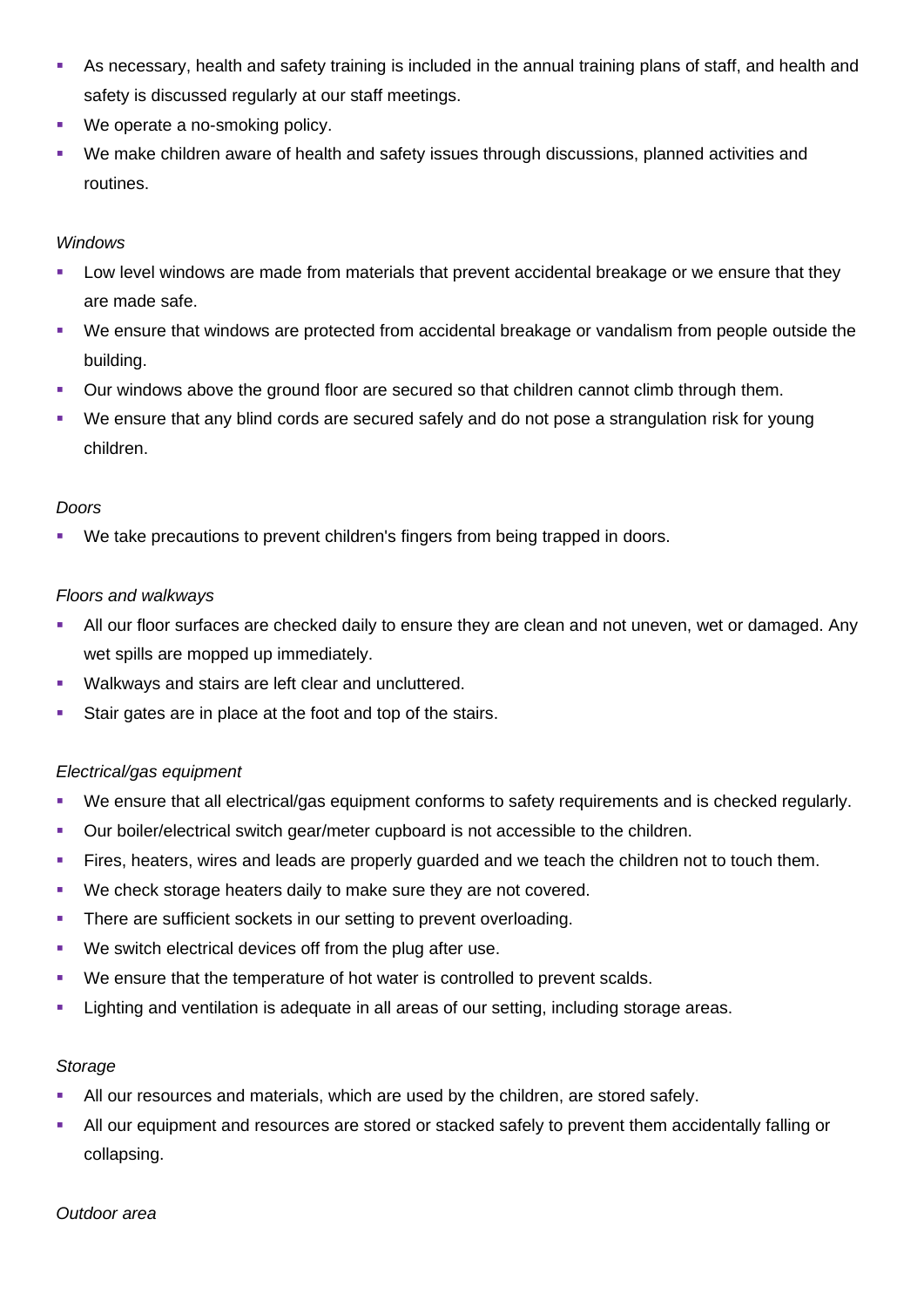- As necessary, health and safety training is included in the annual training plans of staff, and health and safety is discussed regularly at our staff meetings.
- We operate a no-smoking policy.
- We make children aware of health and safety issues through discussions, planned activities and routines.

*Windows*

- Low level windows are made from materials that prevent accidental breakage or we ensure that they are made safe.
- We ensure that windows are protected from accidental breakage or vandalism from people outside the building.
- Our windows above the ground floor are secured so that children cannot climb through them.
- We ensure that any blind cords are secured safely and do not pose a strangulation risk for young children.

*Doors*

- We take precautions to prevent children's fingers from being trapped in doors.

*Floors and walkways*

- All our floor surfaces are checked daily to ensure they are clean and not uneven, wet or damaged. Any wet spills are mopped up immediately.
- Walkways and stairs are left clear and uncluttered.
- Stair gates are in place at the foot and top of the stairs.

*Electrical/gas equipment*

- We ensure that all electrical/gas equipment conforms to safety requirements and is checked regularly.
- Our boiler/electrical switch gear/meter cupboard is not accessible to the children.
- Fires, heaters, wires and leads are properly guarded and we teach the children not to touch them.
- We check storage heaters daily to make sure they are not covered.
- There are sufficient sockets in our setting to prevent overloading.
- We switch electrical devices off from the plug after use.
- We ensure that the temperature of hot water is controlled to prevent scalds.
- Lighting and ventilation is adequate in all areas of our setting, including storage areas.

*Storage*

- All our resources and materials, which are used by the children, are stored safely.
- All our equipment and resources are stored or stacked safely to prevent them accidentally falling or collapsing.

*Outdoor area*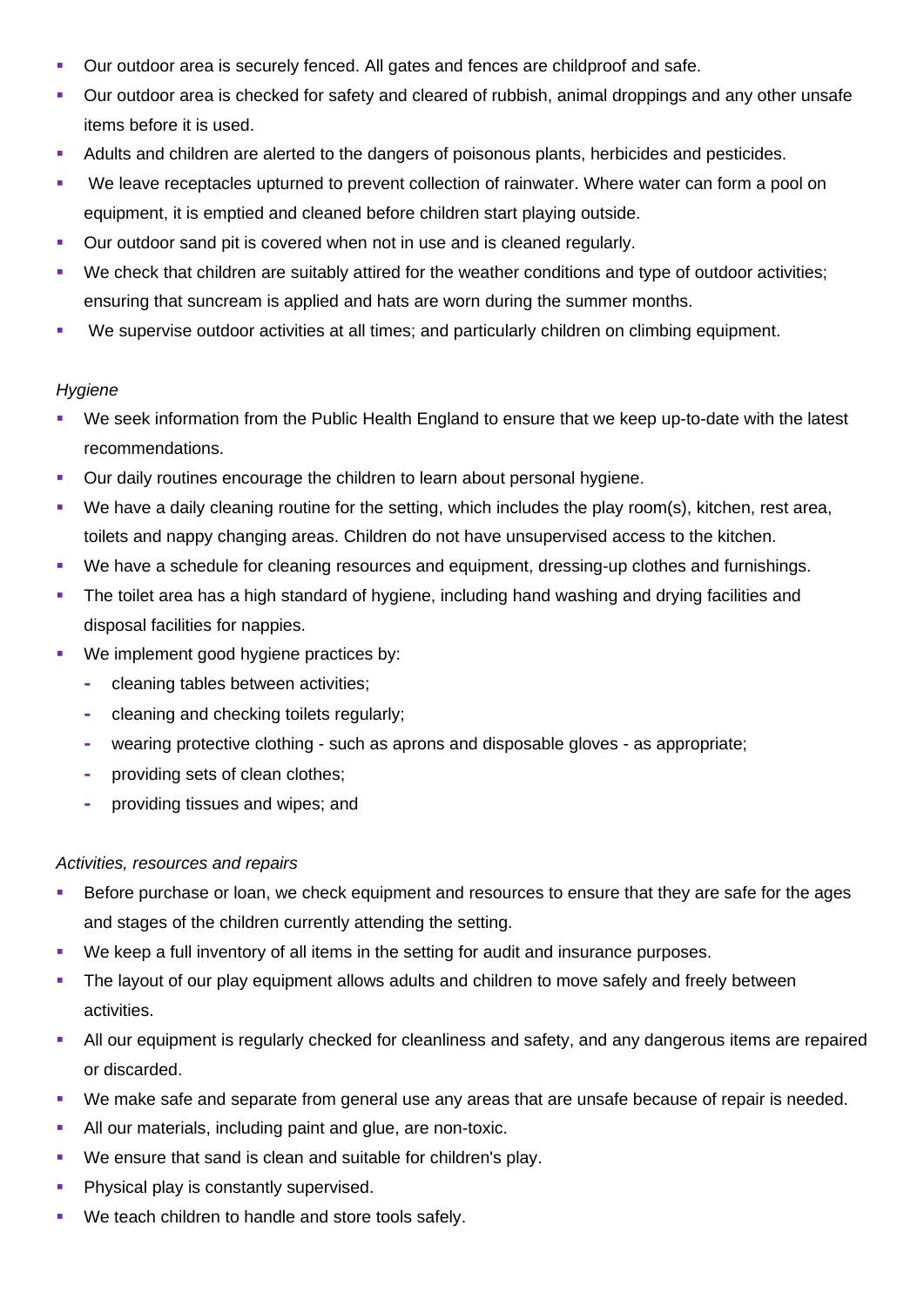- Our outdoor area is securely fenced. All gates and fences are childproof and safe.
- Our outdoor area is checked for safety and cleared of rubbish, animal droppings and any other unsafe items before it is used.
- Adults and children are alerted to the dangers of poisonous plants, herbicides and pesticides.
- We leave receptacles upturned to prevent collection of rainwater. Where water can form a pool on equipment, it is emptied and cleaned before children start playing outside.
- Our outdoor sand pit is covered when not in use and is cleaned regularly.
- We check that children are suitably attired for the weather conditions and type of outdoor activities; ensuring that suncream is applied and hats are worn during the summer months.
- We supervise outdoor activities at all times; and particularly children on climbing equipment.

*Hygiene*

- We seek information from the Public Health England to ensure that we keep up-to-date with the latest recommendations.
- Our daily routines encourage the children to learn about personal hygiene.
- We have a daily cleaning routine for the setting, which includes the play room(s), kitchen, rest area, toilets and nappy changing areas. Children do not have unsupervised access to the kitchen.
- We have a schedule for cleaning resources and equipment, dressing-up clothes and furnishings.
- The toilet area has a high standard of hygiene, including hand washing and drying facilities and disposal facilities for nappies.
- We implement good hygiene practices by:
  - cleaning tables between activities;
  - cleaning and checking toilets regularly;
  - wearing protective clothing - such as aprons and disposable gloves - as appropriate;
  - providing sets of clean clothes;
  - providing tissues and wipes; and

*Activities, resources and repairs*

- Before purchase or loan, we check equipment and resources to ensure that they are safe for the ages and stages of the children currently attending the setting.
- We keep a full inventory of all items in the setting for audit and insurance purposes.
- The layout of our play equipment allows adults and children to move safely and freely between activities.
- All our equipment is regularly checked for cleanliness and safety, and any dangerous items are repaired or discarded.
- We make safe and separate from general use any areas that are unsafe because of repair is needed.
- All our materials, including paint and glue, are non-toxic.
- We ensure that sand is clean and suitable for children's play.
- Physical play is constantly supervised.
- We teach children to handle and store tools safely.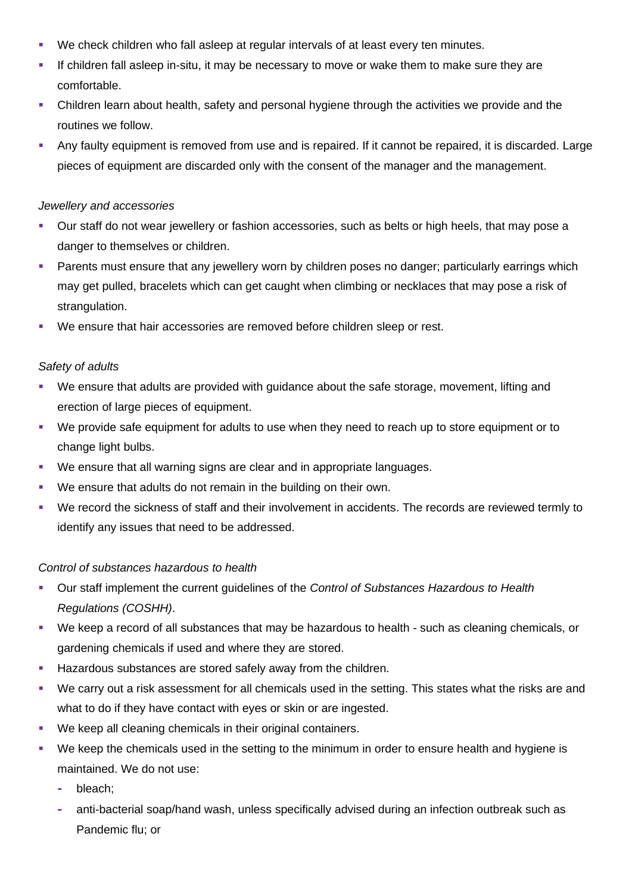- We check children who fall asleep at regular intervals of at least every ten minutes.
- If children fall asleep in-situ, it may be necessary to move or wake them to make sure they are comfortable.
- Children learn about health, safety and personal hygiene through the activities we provide and the routines we follow.
- Any faulty equipment is removed from use and is repaired. If it cannot be repaired, it is discarded. Large pieces of equipment are discarded only with the consent of the manager and the management.

*Jewellery and accessories*

- Our staff do not wear jewellery or fashion accessories, such as belts or high heels, that may pose a danger to themselves or children.
- Parents must ensure that any jewellery worn by children poses no danger; particularly earrings which may get pulled, bracelets which can get caught when climbing or necklaces that may pose a risk of strangulation.
- We ensure that hair accessories are removed before children sleep or rest.

*Safety of adults*

- We ensure that adults are provided with guidance about the safe storage, movement, lifting and erection of large pieces of equipment.
- We provide safe equipment for adults to use when they need to reach up to store equipment or to change light bulbs.
- We ensure that all warning signs are clear and in appropriate languages.
- We ensure that adults do not remain in the building on their own.
- We record the sickness of staff and their involvement in accidents. The records are reviewed termly to identify any issues that need to be addressed.

*Control of substances hazardous to health*

- Our staff implement the current guidelines of the *Control of Substances Hazardous to Health Regulations (COSHH)*.
- We keep a record of all substances that may be hazardous to health - such as cleaning chemicals, or gardening chemicals if used and where they are stored.
- Hazardous substances are stored safely away from the children.
- We carry out a risk assessment for all chemicals used in the setting. This states what the risks are and what to do if they have contact with eyes or skin or are ingested.
- We keep all cleaning chemicals in their original containers.
- We keep the chemicals used in the setting to the minimum in order to ensure health and hygiene is maintained. We do not use:
  - bleach;
  - anti-bacterial soap/hand wash, unless specifically advised during an infection outbreak such as Pandemic flu; or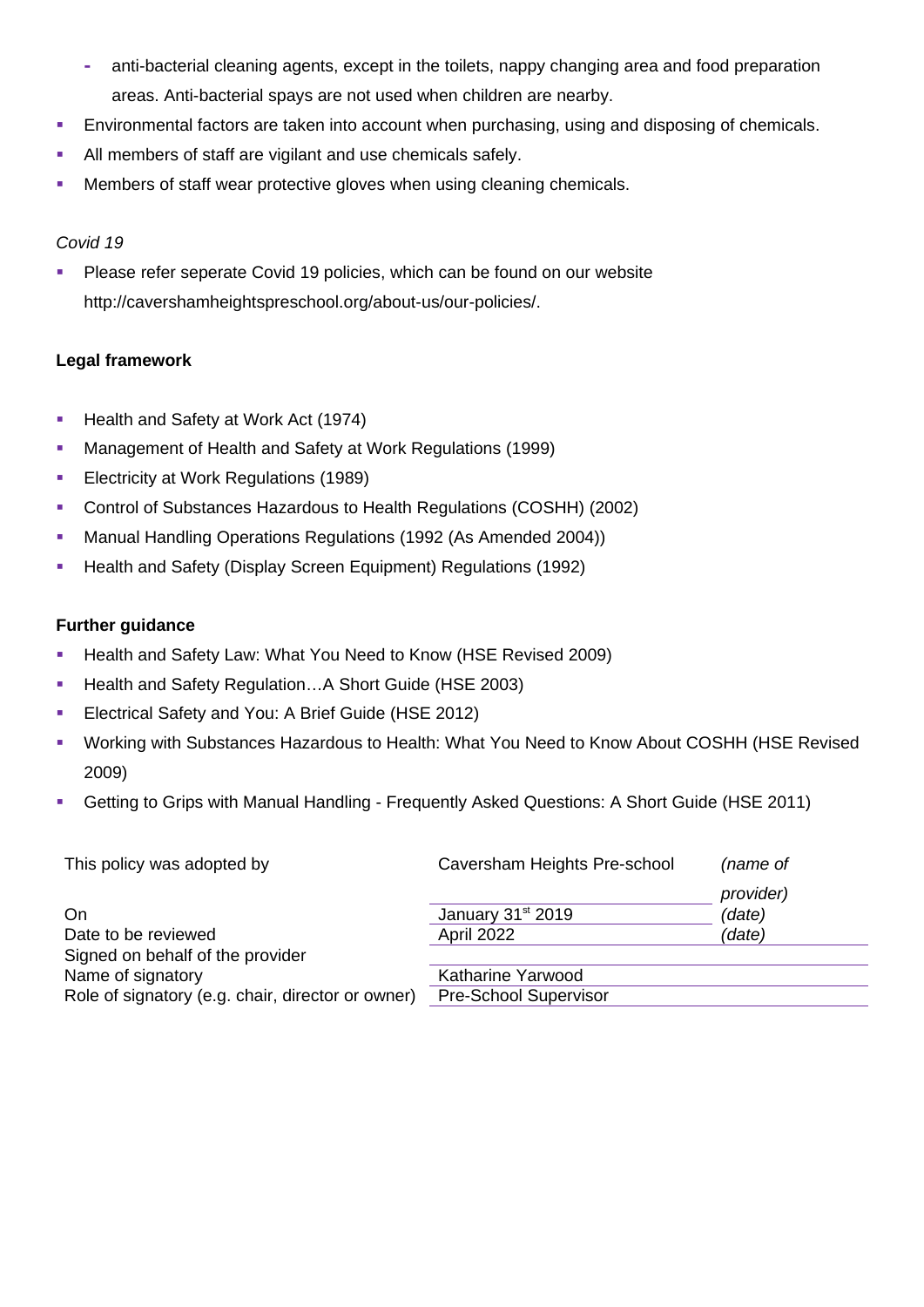- anti-bacterial cleaning agents, except in the toilets, nappy changing area and food preparation areas. Anti-bacterial spays are not used when children are nearby.

- Environmental factors are taken into account when purchasing, using and disposing of chemicals.
- All members of staff are vigilant and use chemicals safely.
- Members of staff wear protective gloves when using cleaning chemicals.

*Covid 19*

- Please refer seperate Covid 19 policies, which can be found on our website http://cavershamheightspreschool.org/about-us/our-policies/.

**Legal framework**

- Health and Safety at Work Act (1974)
- Management of Health and Safety at Work Regulations (1999)
- Electricity at Work Regulations (1989)
- Control of Substances Hazardous to Health Regulations (COSHH) (2002)
- Manual Handling Operations Regulations (1992 (As Amended 2004))
- Health and Safety (Display Screen Equipment) Regulations (1992)

**Further guidance**

- Health and Safety Law: What You Need to Know (HSE Revised 2009)
- Health and Safety Regulation…A Short Guide (HSE 2003)
- Electrical Safety and You: A Brief Guide (HSE 2012)
- Working with Substances Hazardous to Health: What You Need to Know About COSHH (HSE Revised 2009)
- Getting to Grips with Manual Handling - Frequently Asked Questions: A Short Guide (HSE 2011)

| | | |
|---|---|---|
| This policy was adopted by | Caversham Heights Pre-school | *(name of provider)* |
| On | January 31st 2019 | *(date)* |
| Date to be reviewed | April 2022 | *(date)* |
| Signed on behalf of the provider | | |
| Name of signatory | Katharine Yarwood | |
| Role of signatory (e.g. chair, director or owner) | Pre-School Supervisor | |